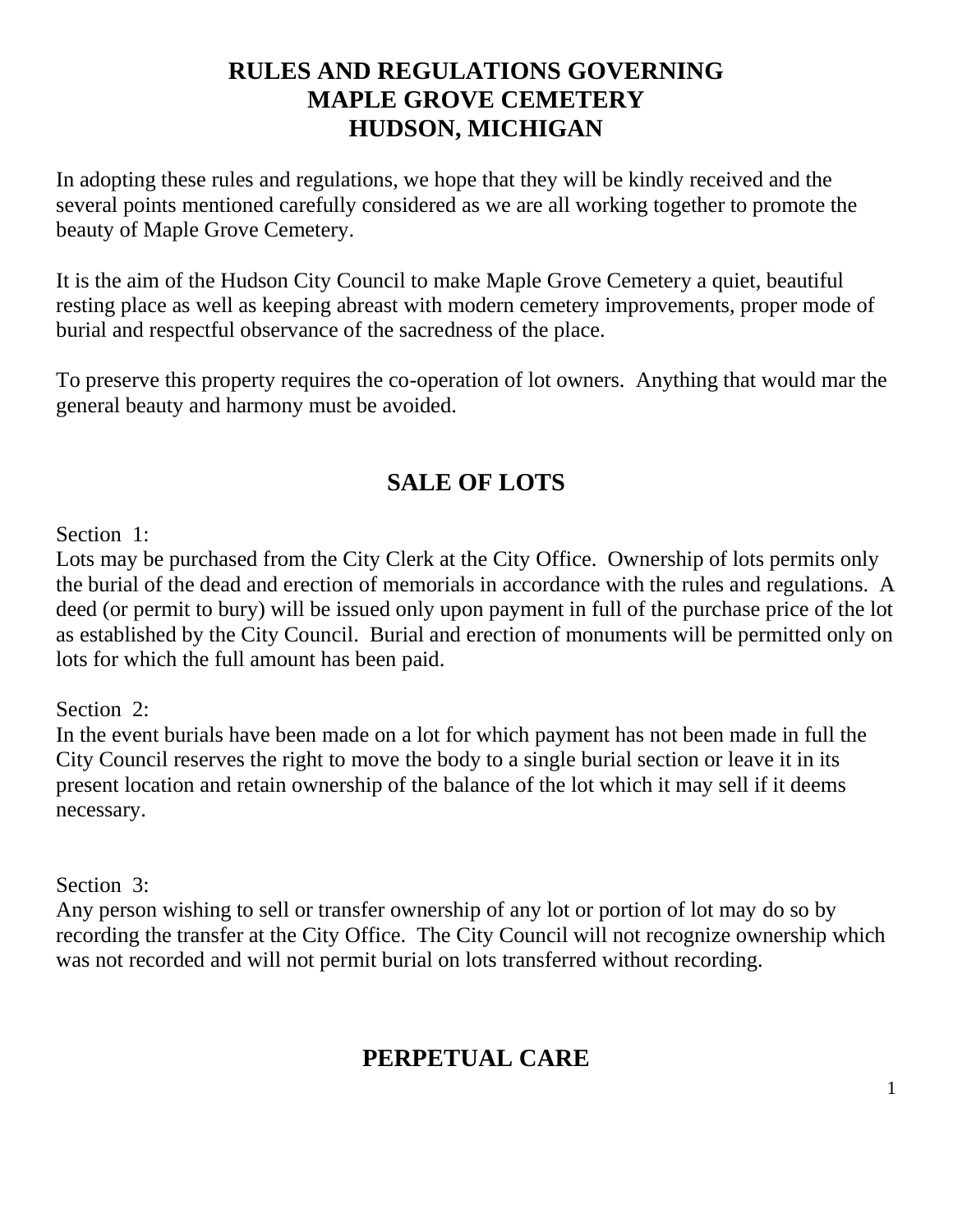# RULES AND REGULATIONS GOVERNING
# MAPLE GROVE CEMETERY
# HUDSON, MICHIGAN

In adopting these rules and regulations, we hope that they will be kindly received and the several points mentioned carefully considered as we are all working together to promote the beauty of Maple Grove Cemetery.

It is the aim of the Hudson City Council to make Maple Grove Cemetery a quiet, beautiful resting place as well as keeping abreast with modern cemetery improvements, proper mode of burial and respectful observance of the sacredness of the place.

To preserve this property requires the co-operation of lot owners. Anything that would mar the general beauty and harmony must be avoided.

## SALE OF LOTS

Section 1:
Lots may be purchased from the City Clerk at the City Office. Ownership of lots permits only the burial of the dead and erection of memorials in accordance with the rules and regulations. A deed (or permit to bury) will be issued only upon payment in full of the purchase price of the lot as established by the City Council. Burial and erection of monuments will be permitted only on lots for which the full amount has been paid.

Section 2:
In the event burials have been made on a lot for which payment has not been made in full the City Council reserves the right to move the body to a single burial section or leave it in its present location and retain ownership of the balance of the lot which it may sell if it deems necessary.

Section 3:
Any person wishing to sell or transfer ownership of any lot or portion of lot may do so by recording the transfer at the City Office. The City Council will not recognize ownership which was not recorded and will not permit burial on lots transferred without recording.

## PERPETUAL CARE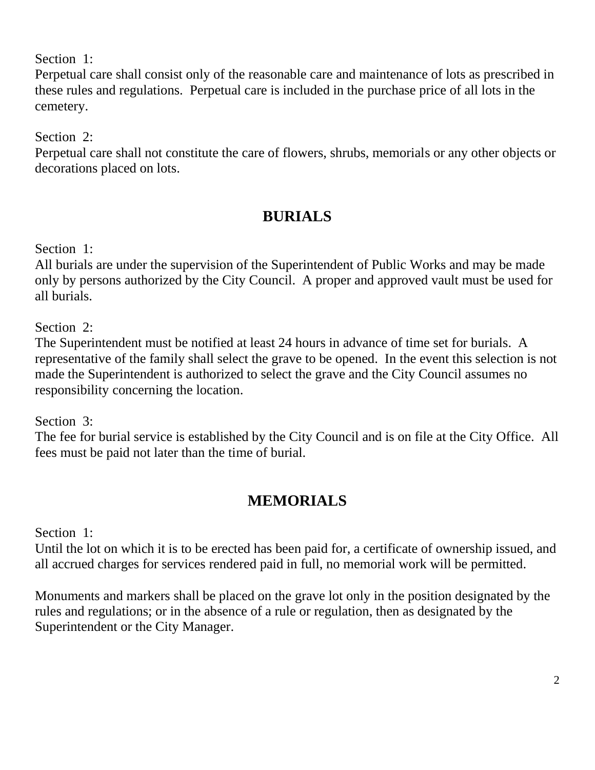Section 1:
Perpetual care shall consist only of the reasonable care and maintenance of lots as prescribed in these rules and regulations. Perpetual care is included in the purchase price of all lots in the cemetery.

Section 2:
Perpetual care shall not constitute the care of flowers, shrubs, memorials or any other objects or decorations placed on lots.

## BURIALS

Section 1:
All burials are under the supervision of the Superintendent of Public Works and may be made only by persons authorized by the City Council. A proper and approved vault must be used for all burials.

Section 2:
The Superintendent must be notified at least 24 hours in advance of time set for burials. A representative of the family shall select the grave to be opened. In the event this selection is not made the Superintendent is authorized to select the grave and the City Council assumes no responsibility concerning the location.

Section 3:
The fee for burial service is established by the City Council and is on file at the City Office. All fees must be paid not later than the time of burial.

## MEMORIALS

Section 1:
Until the lot on which it is to be erected has been paid for, a certificate of ownership issued, and all accrued charges for services rendered paid in full, no memorial work will be permitted.

Monuments and markers shall be placed on the grave lot only in the position designated by the rules and regulations; or in the absence of a rule or regulation, then as designated by the Superintendent or the City Manager.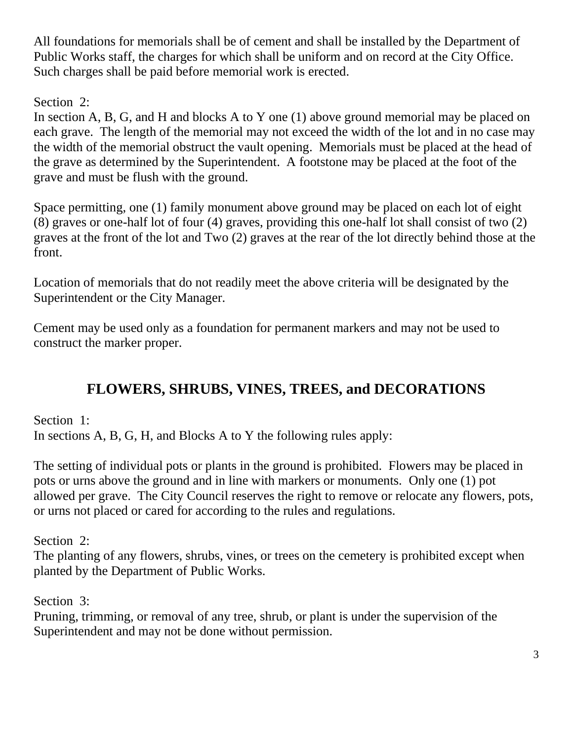All foundations for memorials shall be of cement and shall be installed by the Department of Public Works staff, the charges for which shall be uniform and on record at the City Office. Such charges shall be paid before memorial work is erected.

Section 2:
In section A, B, G, and H and blocks A to Y one (1) above ground memorial may be placed on each grave. The length of the memorial may not exceed the width of the lot and in no case may the width of the memorial obstruct the vault opening. Memorials must be placed at the head of the grave as determined by the Superintendent. A footstone may be placed at the foot of the grave and must be flush with the ground.

Space permitting, one (1) family monument above ground may be placed on each lot of eight (8) graves or one-half lot of four (4) graves, providing this one-half lot shall consist of two (2) graves at the front of the lot and Two (2) graves at the rear of the lot directly behind those at the front.

Location of memorials that do not readily meet the above criteria will be designated by the Superintendent or the City Manager.

Cement may be used only as a foundation for permanent markers and may not be used to construct the marker proper.

## FLOWERS, SHRUBS, VINES, TREES, and DECORATIONS

Section 1:
In sections A, B, G, H, and Blocks A to Y the following rules apply:

The setting of individual pots or plants in the ground is prohibited. Flowers may be placed in pots or urns above the ground and in line with markers or monuments. Only one (1) pot allowed per grave. The City Council reserves the right to remove or relocate any flowers, pots, or urns not placed or cared for according to the rules and regulations.

Section 2:
The planting of any flowers, shrubs, vines, or trees on the cemetery is prohibited except when planted by the Department of Public Works.

Section 3:
Pruning, trimming, or removal of any tree, shrub, or plant is under the supervision of the Superintendent and may not be done without permission.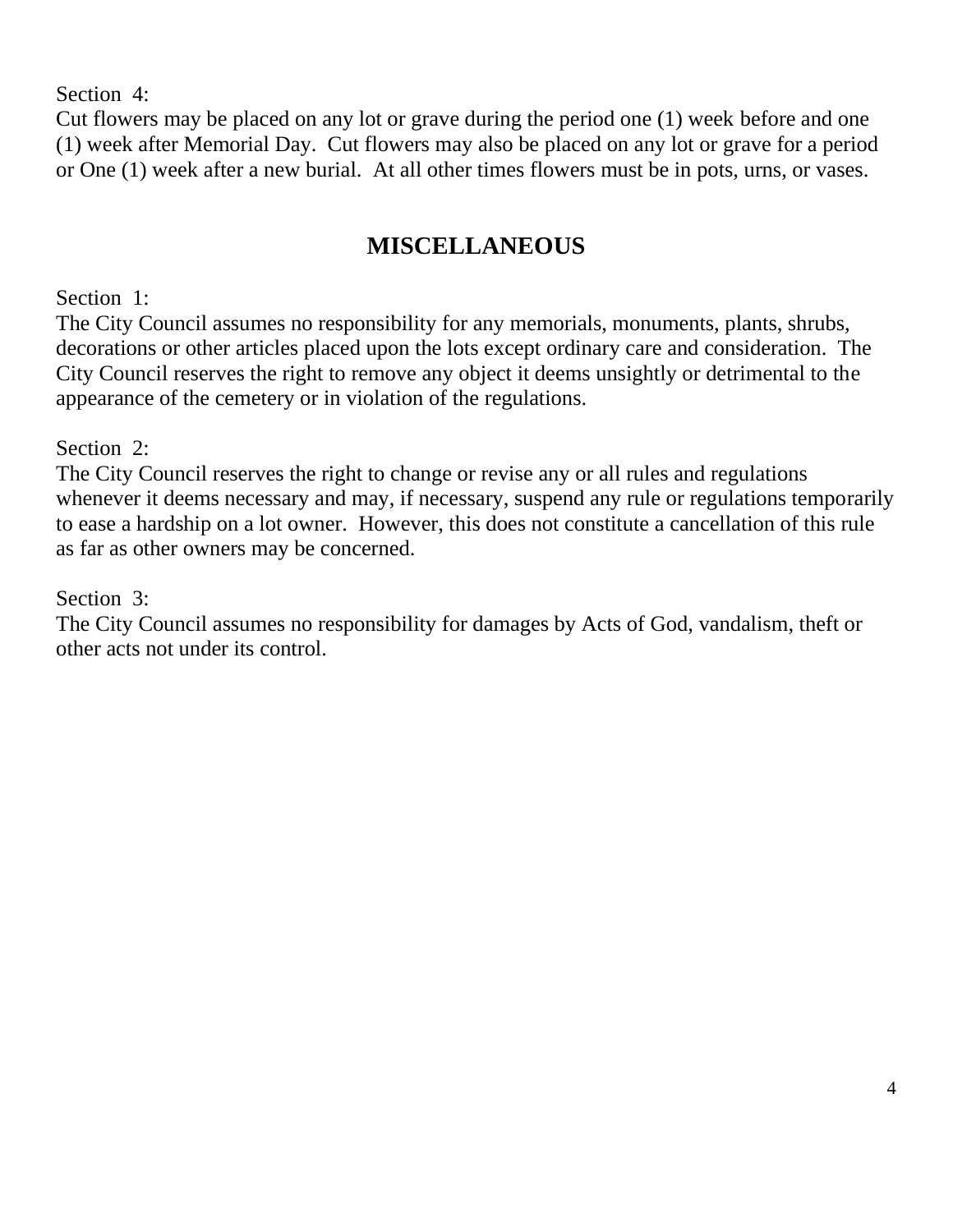Section 4:
Cut flowers may be placed on any lot or grave during the period one (1) week before and one (1) week after Memorial Day. Cut flowers may also be placed on any lot or grave for a period or One (1) week after a new burial. At all other times flowers must be in pots, urns, or vases.

## MISCELLANEOUS

Section 1:
The City Council assumes no responsibility for any memorials, monuments, plants, shrubs, decorations or other articles placed upon the lots except ordinary care and consideration. The City Council reserves the right to remove any object it deems unsightly or detrimental to the appearance of the cemetery or in violation of the regulations.

Section 2:
The City Council reserves the right to change or revise any or all rules and regulations whenever it deems necessary and may, if necessary, suspend any rule or regulations temporarily to ease a hardship on a lot owner. However, this does not constitute a cancellation of this rule as far as other owners may be concerned.

Section 3:
The City Council assumes no responsibility for damages by Acts of God, vandalism, theft or other acts not under its control.